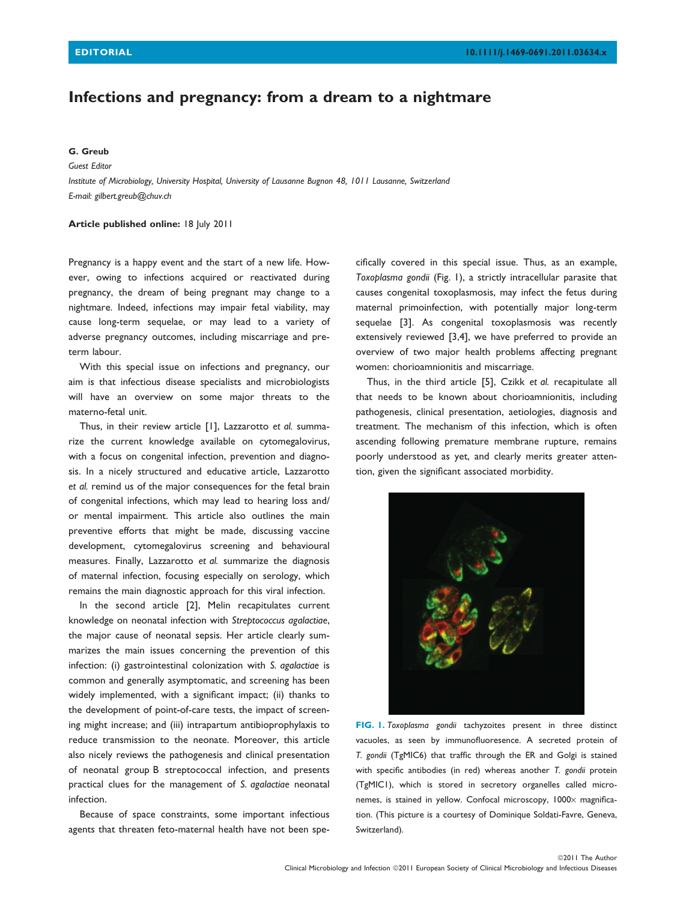EDITORIAL

10.1111/j.1469-0691.2011.03634.x

# Infections and pregnancy: from a dream to a nightmare

**G. Greub**

*Guest Editor*

*Institute of Microbiology, University Hospital, University of Lausanne Bugnon 48, 1011 Lausanne, Switzerland*

*E-mail: gilbert.greub@chuv.ch*

**Article published online:** 18 July 2011

Pregnancy is a happy event and the start of a new life. However, owing to infections acquired or reactivated during pregnancy, the dream of being pregnant may change to a nightmare. Indeed, infections may impair fetal viability, may cause long-term sequelae, or may lead to a variety of adverse pregnancy outcomes, including miscarriage and preterm labour.

With this special issue on infections and pregnancy, our aim is that infectious disease specialists and microbiologists will have an overview on some major threats to the materno-fetal unit.

Thus, in their review article [1], Lazzarotto *et al.* summarize the current knowledge available on cytomegalovirus, with a focus on congenital infection, prevention and diagnosis. In a nicely structured and educative article, Lazzarotto *et al.* remind us of the major consequences for the fetal brain of congenital infections, which may lead to hearing loss and/or mental impairment. This article also outlines the main preventive efforts that might be made, discussing vaccine development, cytomegalovirus screening and behavioural measures. Finally, Lazzarotto *et al.* summarize the diagnosis of maternal infection, focusing especially on serology, which remains the main diagnostic approach for this viral infection.

In the second article [2], Melin recapitulates current knowledge on neonatal infection with *Streptococcus agalactiae*, the major cause of neonatal sepsis. Her article clearly summarizes the main issues concerning the prevention of this infection: (i) gastrointestinal colonization with *S. agalactiae* is common and generally asymptomatic, and screening has been widely implemented, with a significant impact; (ii) thanks to the development of point-of-care tests, the impact of screening might increase; and (iii) intrapartum antibioprophylaxis to reduce transmission to the neonate. Moreover, this article also nicely reviews the pathogenesis and clinical presentation of neonatal group B streptococcal infection, and presents practical clues for the management of *S. agalactiae* neonatal infection.

Because of space constraints, some important infectious agents that threaten feto-maternal health have not been specifically covered in this special issue. Thus, as an example, *Toxoplasma gondii* (Fig. 1), a strictly intracellular parasite that causes congenital toxoplasmosis, may infect the fetus during maternal primoinfection, with potentially major long-term sequelae [3]. As congenital toxoplasmosis was recently extensively reviewed [3,4], we have preferred to provide an overview of two major health problems affecting pregnant women: chorioamnionitis and miscarriage.

Thus, in the third article [5], Czikk *et al.* recapitulate all that needs to be known about chorioamnionitis, including pathogenesis, clinical presentation, aetiologies, diagnosis and treatment. The mechanism of this infection, which is often ascending following premature membrane rupture, remains poorly understood as yet, and clearly merits greater attention, given the significant associated morbidity.

**FIG. 1.** *Toxoplasma gondii* tachyzoites present in three distinct vacuoles, as seen by immunofluoresence. A secreted protein of *T. gondii* (TgMIC6) that traffic through the ER and Golgi is stained with specific antibodies (in red) whereas another *T. gondii* protein (TgMIC1), which is stored in secretory organelles called micronemes, is stained in yellow. Confocal microscopy, 1000× magnification. (This picture is a courtesy of Dominique Soldati-Favre, Geneva, Switzerland).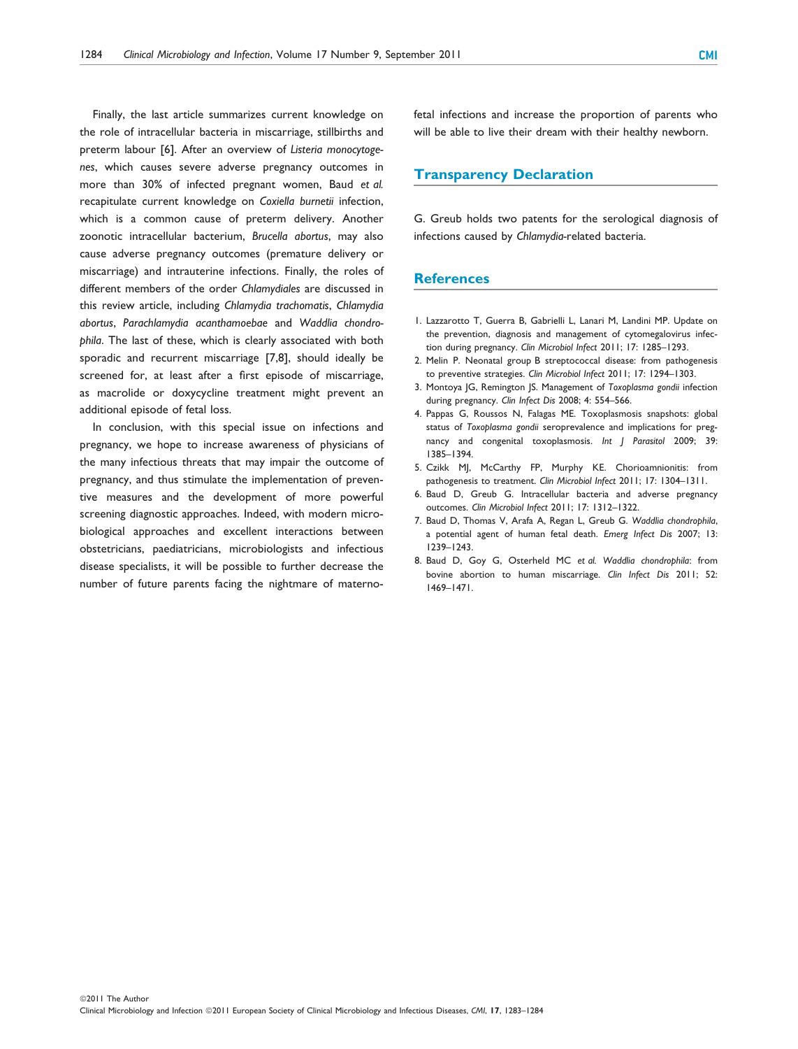Finally, the last article summarizes current knowledge on the role of intracellular bacteria in miscarriage, stillbirths and preterm labour [6]. After an overview of *Listeria monocytogenes*, which causes severe adverse pregnancy outcomes in more than 30% of infected pregnant women, Baud *et al.* recapitulate current knowledge on *Coxiella burnetii* infection, which is a common cause of preterm delivery. Another zoonotic intracellular bacterium, *Brucella abortus*, may also cause adverse pregnancy outcomes (premature delivery or miscarriage) and intrauterine infections. Finally, the roles of different members of the order *Chlamydiales* are discussed in this review article, including *Chlamydia trachomatis*, *Chlamydia abortus*, *Parachlamydia acanthamoebae* and *Waddlia chondrophila*. The last of these, which is clearly associated with both sporadic and recurrent miscarriage [7,8], should ideally be screened for, at least after a first episode of miscarriage, as macrolide or doxycycline treatment might prevent an additional episode of fetal loss.

In conclusion, with this special issue on infections and pregnancy, we hope to increase awareness of physicians of the many infectious threats that may impair the outcome of pregnancy, and thus stimulate the implementation of preventive measures and the development of more powerful screening diagnostic approaches. Indeed, with modern microbiological approaches and excellent interactions between obstetricians, paediatricians, microbiologists and infectious disease specialists, it will be possible to further decrease the number of future parents facing the nightmare of materno-fetal infections and increase the proportion of parents who will be able to live their dream with their healthy newborn.

## Transparency Declaration

G. Greub holds two patents for the serological diagnosis of infections caused by *Chlamydia*-related bacteria.

## References

1. Lazzarotto T, Guerra B, Gabrielli L, Lanari M, Landini MP. Update on the prevention, diagnosis and management of cytomegalovirus infection during pregnancy. *Clin Microbiol Infect* 2011; 17: 1285–1293.
2. Melin P. Neonatal group B streptococcal disease: from pathogenesis to preventive strategies. *Clin Microbiol Infect* 2011; 17: 1294–1303.
3. Montoya JG, Remington JS. Management of *Toxoplasma gondii* infection during pregnancy. *Clin Infect Dis* 2008; 4: 554–566.
4. Pappas G, Roussos N, Falagas ME. Toxoplasmosis snapshots: global status of *Toxoplasma gondii* seroprevalence and implications for pregnancy and congenital toxoplasmosis. *Int J Parasitol* 2009; 39: 1385–1394.
5. Czikk MJ, McCarthy FP, Murphy KE. Chorioamnionitis: from pathogenesis to treatment. *Clin Microbiol Infect* 2011; 17: 1304–1311.
6. Baud D, Greub G. Intracellular bacteria and adverse pregnancy outcomes. *Clin Microbiol Infect* 2011; 17: 1312–1322.
7. Baud D, Thomas V, Arafa A, Regan L, Greub G. *Waddlia chondrophila*, a potential agent of human fetal death. *Emerg Infect Dis* 2007; 13: 1239–1243.
8. Baud D, Goy G, Osterheld MC *et al.* *Waddlia chondrophila*: from bovine abortion to human miscarriage. *Clin Infect Dis* 2011; 52: 1469–1471.